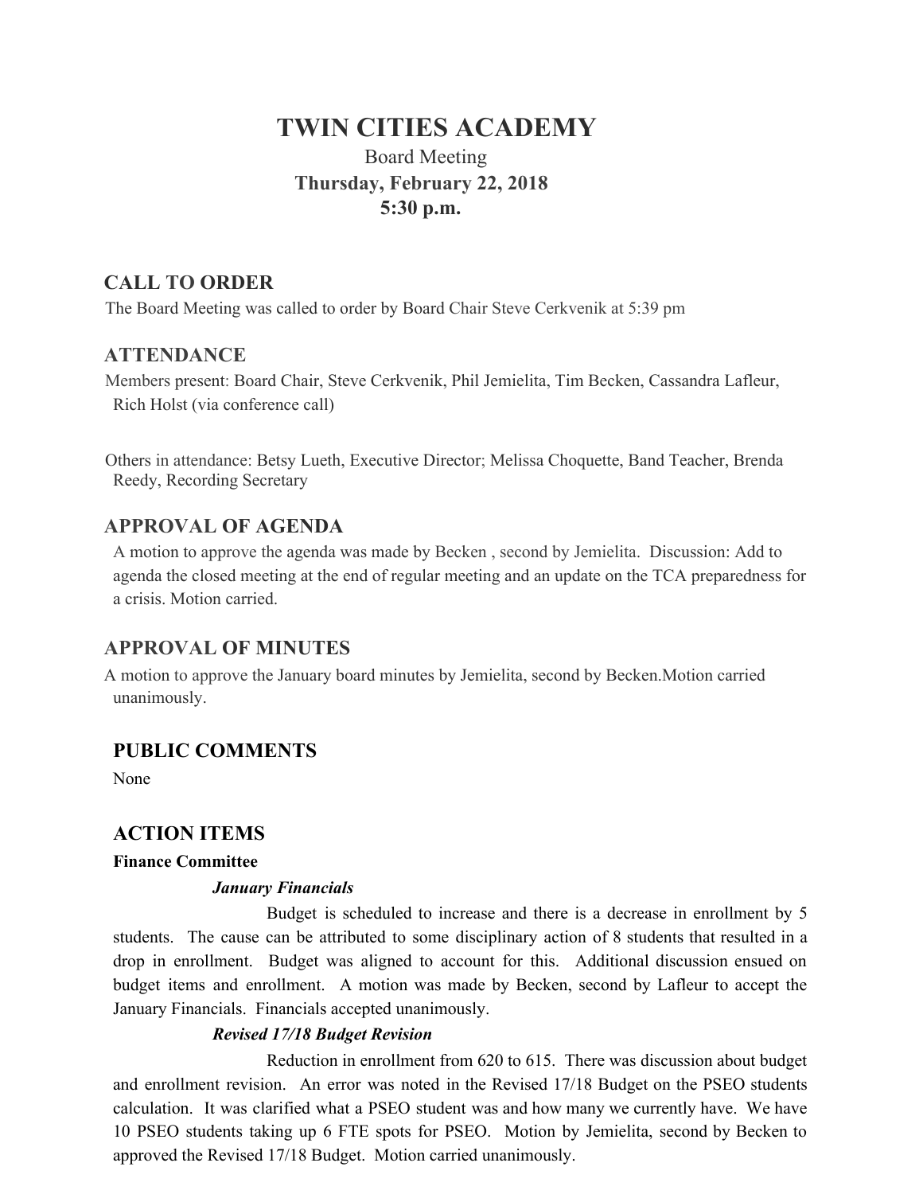# TWIN CITIES ACADEMY

Board Meeting

**Thursday, February 22, 2018**

**5:30 p.m.**

## CALL TO ORDER

The Board Meeting was called to order by Board Chair Steve Cerkvenik at 5:39 pm

## ATTENDANCE

Members present: Board Chair, Steve Cerkvenik, Phil Jemielita, Tim Becken, Cassandra Lafleur, Rich Holst (via conference call)

Others in attendance: Betsy Lueth, Executive Director; Melissa Choquette, Band Teacher, Brenda Reedy, Recording Secretary

## APPROVAL OF AGENDA

A motion to approve the agenda was made by Becken , second by Jemielita. Discussion: Add to agenda the closed meeting at the end of regular meeting and an update on the TCA preparedness for a crisis. Motion carried.

## APPROVAL OF MINUTES

A motion to approve the January board minutes by Jemielita, second by Becken.Motion carried unanimously.

## PUBLIC COMMENTS

None

## ACTION ITEMS

**Finance Committee**

***January Financials***

Budget is scheduled to increase and there is a decrease in enrollment by 5 students. The cause can be attributed to some disciplinary action of 8 students that resulted in a drop in enrollment. Budget was aligned to account for this. Additional discussion ensued on budget items and enrollment. A motion was made by Becken, second by Lafleur to accept the January Financials. Financials accepted unanimously.

***Revised 17/18 Budget Revision***

Reduction in enrollment from 620 to 615. There was discussion about budget and enrollment revision. An error was noted in the Revised 17/18 Budget on the PSEO students calculation. It was clarified what a PSEO student was and how many we currently have. We have 10 PSEO students taking up 6 FTE spots for PSEO. Motion by Jemielita, second by Becken to approved the Revised 17/18 Budget. Motion carried unanimously.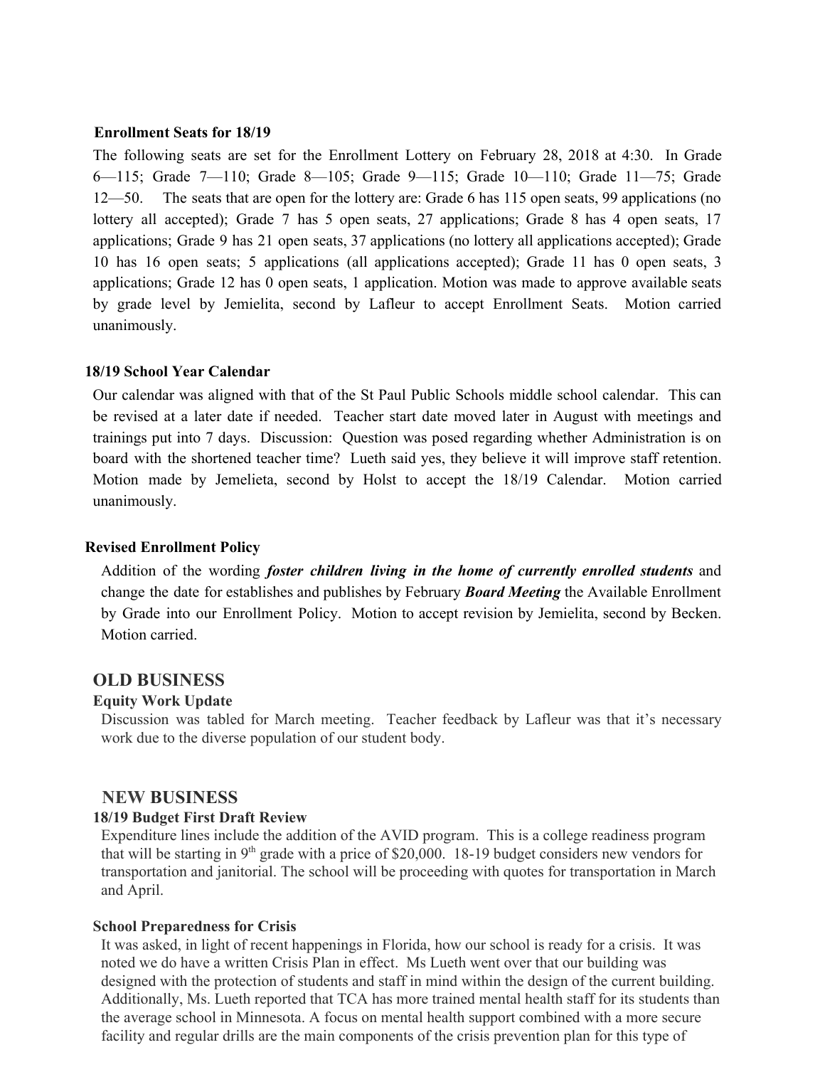**Enrollment Seats for 18/19**

The following seats are set for the Enrollment Lottery on February 28, 2018 at 4:30. In Grade 6—115; Grade 7—110; Grade 8—105; Grade 9—115; Grade 10—110; Grade 11—75; Grade 12—50. The seats that are open for the lottery are: Grade 6 has 115 open seats, 99 applications (no lottery all accepted); Grade 7 has 5 open seats, 27 applications; Grade 8 has 4 open seats, 17 applications; Grade 9 has 21 open seats, 37 applications (no lottery all applications accepted); Grade 10 has 16 open seats; 5 applications (all applications accepted); Grade 11 has 0 open seats, 3 applications; Grade 12 has 0 open seats, 1 application. Motion was made to approve available seats by grade level by Jemielita, second by Lafleur to accept Enrollment Seats. Motion carried unanimously.

**18/19 School Year Calendar**

Our calendar was aligned with that of the St Paul Public Schools middle school calendar. This can be revised at a later date if needed. Teacher start date moved later in August with meetings and trainings put into 7 days. Discussion: Question was posed regarding whether Administration is on board with the shortened teacher time? Lueth said yes, they believe it will improve staff retention. Motion made by Jemelieta, second by Holst to accept the 18/19 Calendar. Motion carried unanimously.

**Revised Enrollment Policy**

Addition of the wording ***foster children living in the home of currently enrolled students*** and change the date for establishes and publishes by February ***Board Meeting*** the Available Enrollment by Grade into our Enrollment Policy. Motion to accept revision by Jemielita, second by Becken. Motion carried.

## OLD BUSINESS

**Equity Work Update**

Discussion was tabled for March meeting. Teacher feedback by Lafleur was that it's necessary work due to the diverse population of our student body.

## NEW BUSINESS

**18/19 Budget First Draft Review**

Expenditure lines include the addition of the AVID program. This is a college readiness program that will be starting in 9th grade with a price of $20,000. 18-19 budget considers new vendors for transportation and janitorial. The school will be proceeding with quotes for transportation in March and April.

**School Preparedness for Crisis**

It was asked, in light of recent happenings in Florida, how our school is ready for a crisis. It was noted we do have a written Crisis Plan in effect. Ms Lueth went over that our building was designed with the protection of students and staff in mind within the design of the current building. Additionally, Ms. Lueth reported that TCA has more trained mental health staff for its students than the average school in Minnesota. A focus on mental health support combined with a more secure facility and regular drills are the main components of the crisis prevention plan for this type of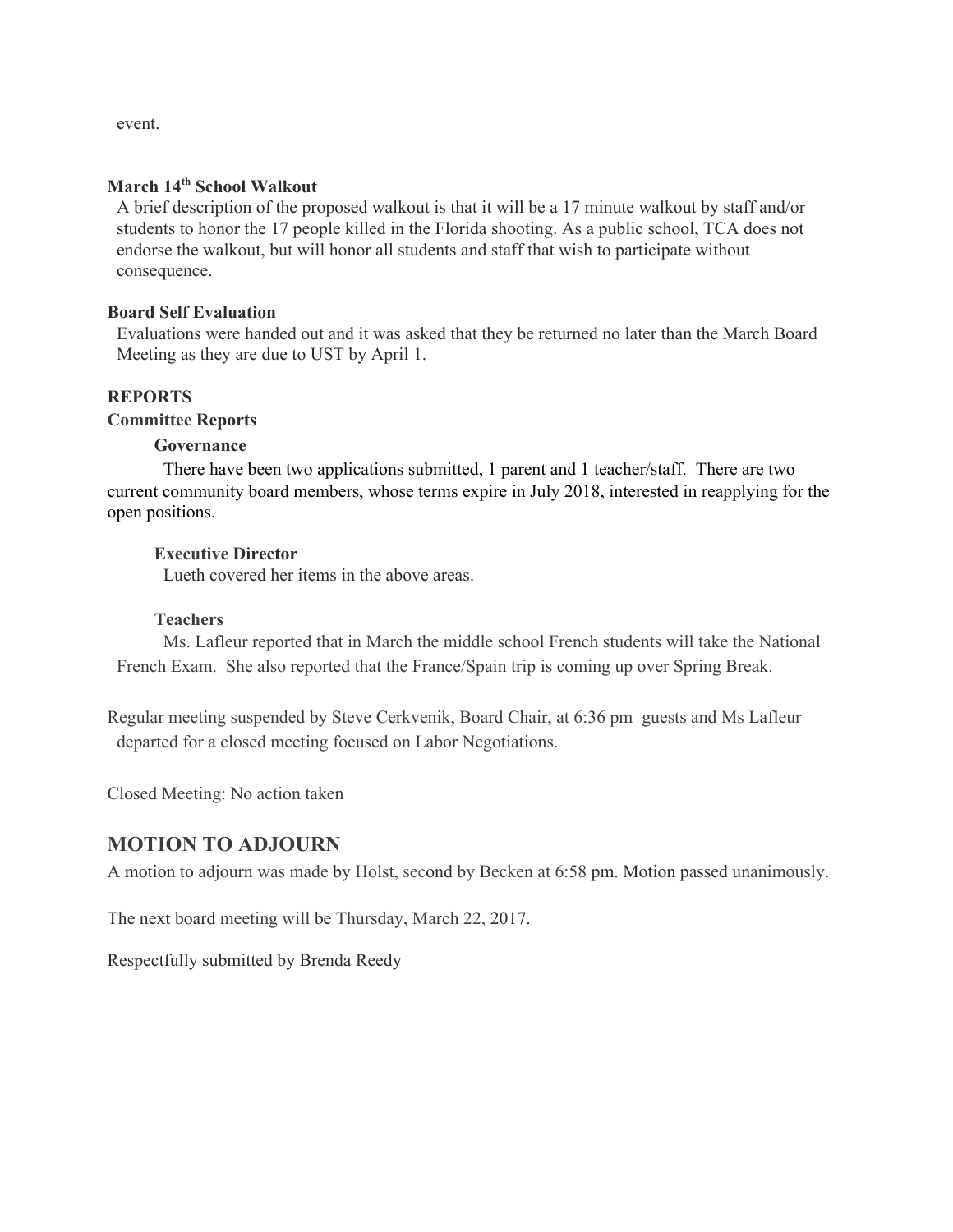event.

**March 14th School Walkout**

A brief description of the proposed walkout is that it will be a 17 minute walkout by staff and/or students to honor the 17 people killed in the Florida shooting. As a public school, TCA does not endorse the walkout, but will honor all students and staff that wish to participate without consequence.

**Board Self Evaluation**

Evaluations were handed out and it was asked that they be returned no later than the March Board Meeting as they are due to UST by April 1.

**REPORTS**

**Committee Reports**

**Governance**

There have been two applications submitted, 1 parent and 1 teacher/staff. There are two current community board members, whose terms expire in July 2018, interested in reapplying for the open positions.

**Executive Director**

Lueth covered her items in the above areas.

**Teachers**

Ms. Lafleur reported that in March the middle school French students will take the National French Exam. She also reported that the France/Spain trip is coming up over Spring Break.

Regular meeting suspended by Steve Cerkvenik, Board Chair, at 6:36 pm guests and Ms Lafleur departed for a closed meeting focused on Labor Negotiations.

Closed Meeting: No action taken

## MOTION TO ADJOURN

A motion to adjourn was made by Holst, second by Becken at 6:58 pm. Motion passed unanimously.

The next board meeting will be Thursday, March 22, 2017.

Respectfully submitted by Brenda Reedy